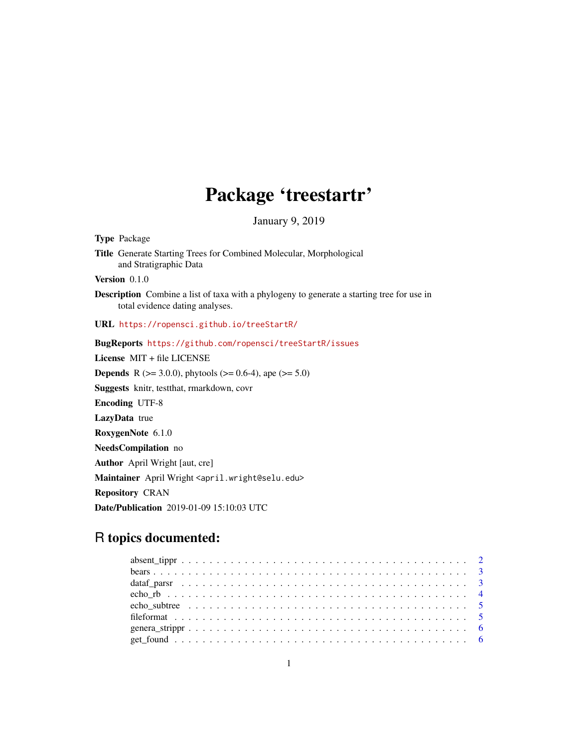# Package 'treestartr'

January 9, 2019

**Type** Package

**Title** Generate Starting Trees for Combined Molecular, Morphological and Stratigraphic Data

**Version** 0.1.0

**Description** Combine a list of taxa with a phylogeny to generate a starting tree for use in total evidence dating analyses.

**URL** https://ropensci.github.io/treeStartR/

**BugReports** https://github.com/ropensci/treeStartR/issues

**License** MIT + file LICENSE

**Depends** R (>= 3.0.0), phytools (>= 0.6-4), ape (>= 5.0)

**Suggests** knitr, testthat, rmarkdown, covr

**Encoding** UTF-8

**LazyData** true

**RoxygenNote** 6.1.0

**NeedsCompilation** no

**Author** April Wright [aut, cre]

**Maintainer** April Wright <april.wright@selu.edu>

**Repository** CRAN

**Date/Publication** 2019-01-09 15:10:03 UTC

## R topics documented:

- absent_tippr . . . . . . . . . . . . . . . . . . . . . . . . . . . . . . . . . . . . . . . 2
- bears . . . . . . . . . . . . . . . . . . . . . . . . . . . . . . . . . . . . . . . . . . . 3
- dataf_parsr . . . . . . . . . . . . . . . . . . . . . . . . . . . . . . . . . . . . . . . 3
- echo_rb . . . . . . . . . . . . . . . . . . . . . . . . . . . . . . . . . . . . . . . . . 4
- echo_subtree . . . . . . . . . . . . . . . . . . . . . . . . . . . . . . . . . . . . . . 5
- fileformat . . . . . . . . . . . . . . . . . . . . . . . . . . . . . . . . . . . . . . . 5
- genera_strippr . . . . . . . . . . . . . . . . . . . . . . . . . . . . . . . . . . . . . 6
- get_found . . . . . . . . . . . . . . . . . . . . . . . . . . . . . . . . . . . . . . . . 6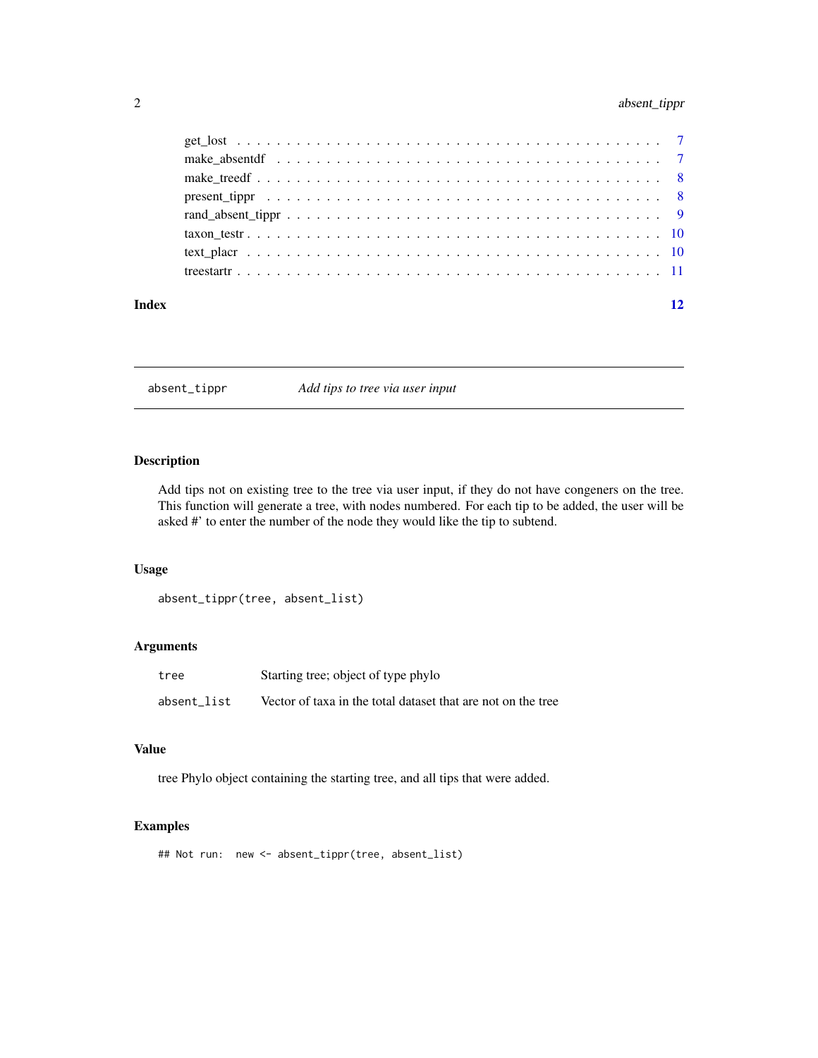| | |
|---|---|
| get_lost | 7 |
| make_absentdf | 7 |
| make_treedf | 8 |
| present_tippr | 8 |
| rand_absent_tippr | 9 |
| taxon_testr | 10 |
| text_placr | 10 |
| treestartr | 11 |

**Index** **12**

---

## absent_tippr — *Add tips to tree via user input*

---

### Description

Add tips not on existing tree to the tree via user input, if they do not have congeners on the tree. This function will generate a tree, with nodes numbered. For each tip to be added, the user will be asked #' to enter the number of the node they would like the tip to subtend.

### Usage

```
absent_tippr(tree, absent_list)
```

### Arguments

| | |
|---|---|
| `tree` | Starting tree; object of type phylo |
| `absent_list` | Vector of taxa in the total dataset that are not on the tree |

### Value

tree Phylo object containing the starting tree, and all tips that were added.

### Examples

```
## Not run:  new <- absent_tippr(tree, absent_list)
```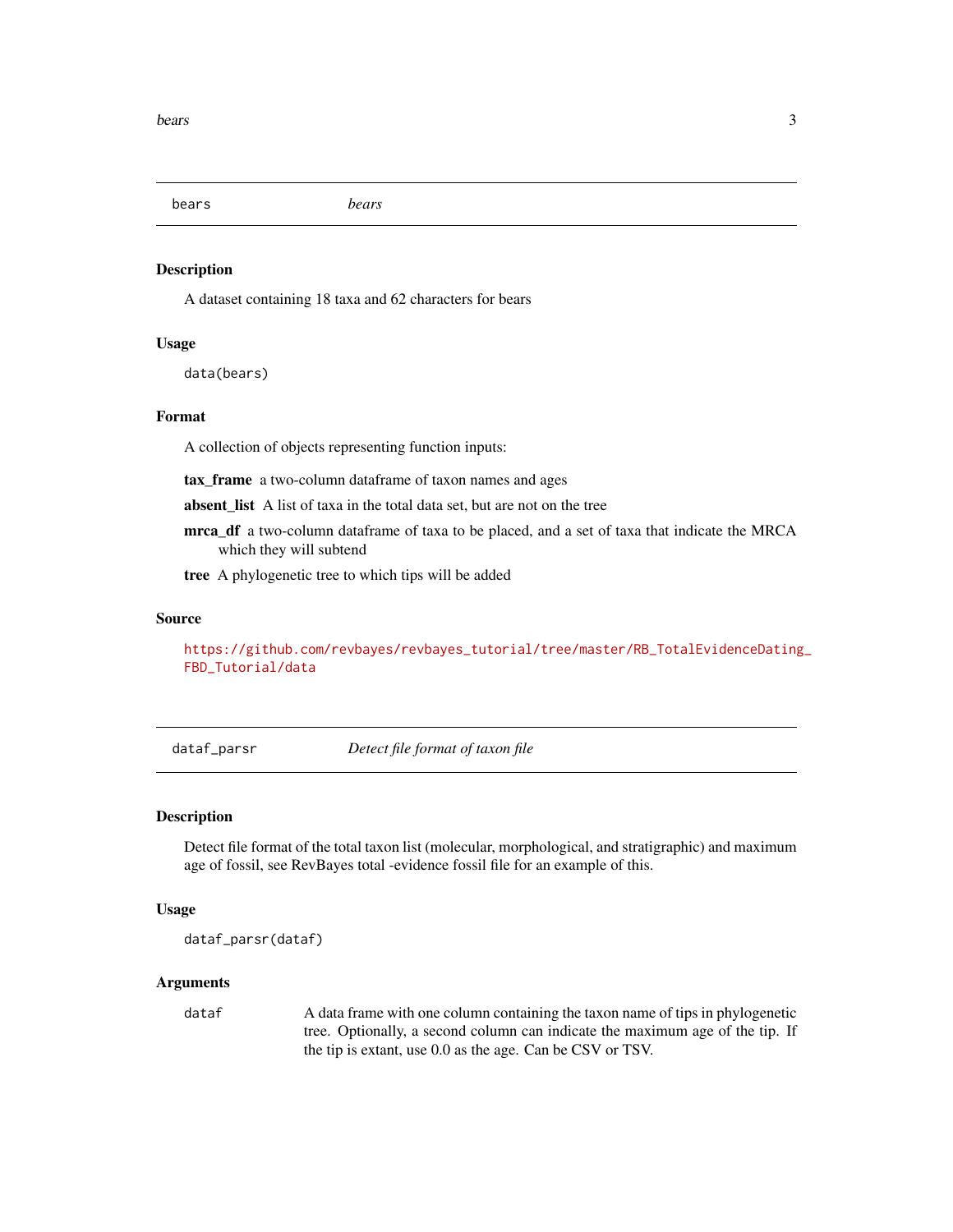## bears — *bears*

### Description

A dataset containing 18 taxa and 62 characters for bears

### Usage

```
data(bears)
```

### Format

A collection of objects representing function inputs:

**tax_frame** a two-column dataframe of taxon names and ages

**absent_list** A list of taxa in the total data set, but are not on the tree

**mrca_df** a two-column dataframe of taxa to be placed, and a set of taxa that indicate the MRCA which they will subtend

**tree** A phylogenetic tree to which tips will be added

### Source

https://github.com/revbayes/revbayes_tutorial/tree/master/RB_TotalEvidenceDating_FBD_Tutorial/data

## dataf_parsr — *Detect file format of taxon file*

### Description

Detect file format of the total taxon list (molecular, morphological, and stratigraphic) and maximum age of fossil, see RevBayes total -evidence fossil file for an example of this.

### Usage

```
dataf_parsr(dataf)
```

### Arguments

| | |
|---|---|
| dataf | A data frame with one column containing the taxon name of tips in phylogenetic tree. Optionally, a second column can indicate the maximum age of the tip. If the tip is extant, use 0.0 as the age. Can be CSV or TSV. |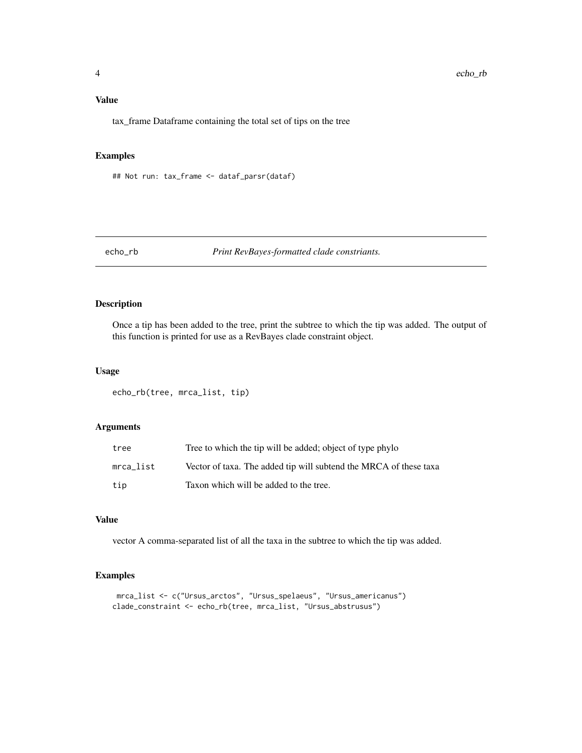### Value

tax_frame Dataframe containing the total set of tips on the tree

### Examples

```
## Not run: tax_frame <- dataf_parsr(dataf)
```

---

## echo_rb — *Print RevBayes-formatted clade constriants.*

---

### Description

Once a tip has been added to the tree, print the subtree to which the tip was added. The output of this function is printed for use as a RevBayes clade constraint object.

### Usage

```
echo_rb(tree, mrca_list, tip)
```

### Arguments

| | |
|---|---|
| tree | Tree to which the tip will be added; object of type phylo |
| mrca_list | Vector of taxa. The added tip will subtend the MRCA of these taxa |
| tip | Taxon which will be added to the tree. |

### Value

vector A comma-separated list of all the taxa in the subtree to which the tip was added.

### Examples

```
 mrca_list <- c("Ursus_arctos", "Ursus_spelaeus", "Ursus_americanus")
clade_constraint <- echo_rb(tree, mrca_list, "Ursus_abstrusus")
```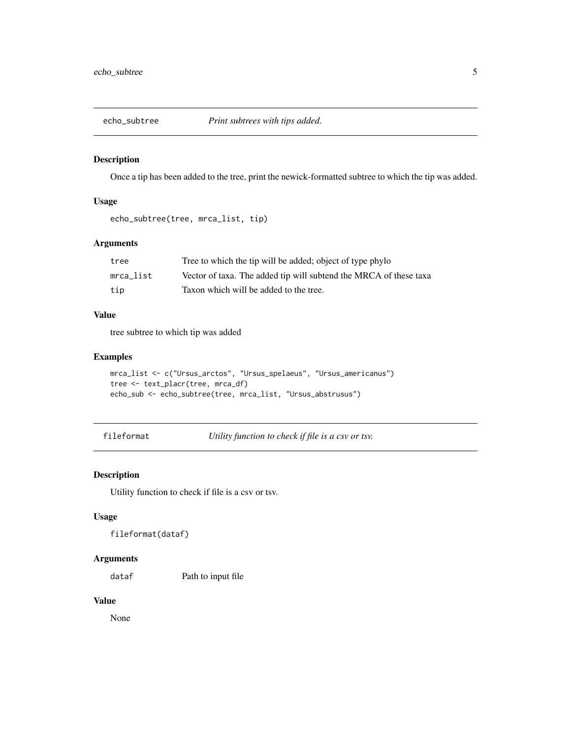## echo_subtree *Print subtrees with tips added.*

### Description

Once a tip has been added to the tree, print the newick-formatted subtree to which the tip was added.

### Usage

```
echo_subtree(tree, mrca_list, tip)
```

### Arguments

| | |
|---|---|
| `tree` | Tree to which the tip will be added; object of type phylo |
| `mrca_list` | Vector of taxa. The added tip will subtend the MRCA of these taxa |
| `tip` | Taxon which will be added to the tree. |

### Value

tree subtree to which tip was added

### Examples

```
mrca_list <- c("Ursus_arctos", "Ursus_spelaeus", "Ursus_americanus")
tree <- text_placr(tree, mrca_df)
echo_sub <- echo_subtree(tree, mrca_list, "Ursus_abstrusus")
```

## fileformat *Utility function to check if file is a csv or tsv.*

### Description

Utility function to check if file is a csv or tsv.

### Usage

```
fileformat(dataf)
```

### Arguments

| | |
|---|---|
| `dataf` | Path to input file |

### Value

None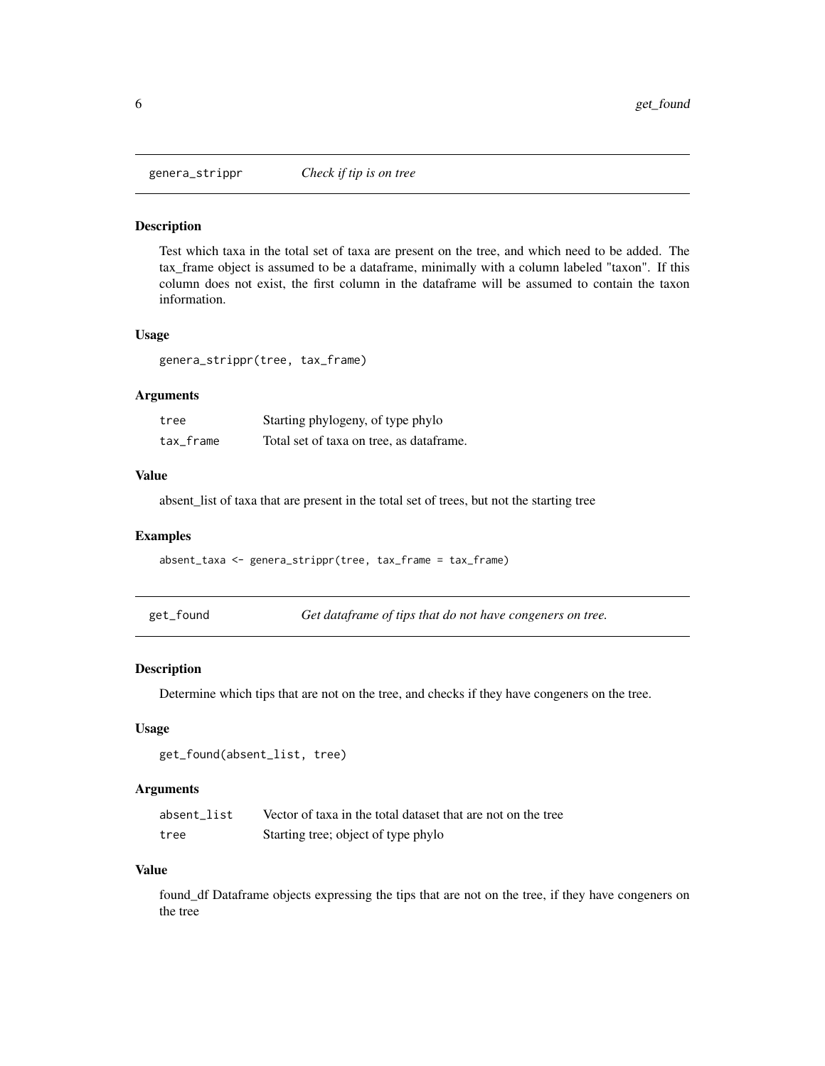## genera_strippr *Check if tip is on tree*

### Description

Test which taxa in the total set of taxa are present on the tree, and which need to be added. The tax_frame object is assumed to be a dataframe, minimally with a column labeled "taxon". If this column does not exist, the first column in the dataframe will be assumed to contain the taxon information.

### Usage

```
genera_strippr(tree, tax_frame)
```

### Arguments

| | |
|---|---|
| tree | Starting phylogeny, of type phylo |
| tax_frame | Total set of taxa on tree, as dataframe. |

### Value

absent_list of taxa that are present in the total set of trees, but not the starting tree

### Examples

```
absent_taxa <- genera_strippr(tree, tax_frame = tax_frame)
```

## get_found *Get dataframe of tips that do not have congeners on tree.*

### Description

Determine which tips that are not on the tree, and checks if they have congeners on the tree.

### Usage

```
get_found(absent_list, tree)
```

### Arguments

| | |
|---|---|
| absent_list | Vector of taxa in the total dataset that are not on the tree |
| tree | Starting tree; object of type phylo |

### Value

found_df Dataframe objects expressing the tips that are not on the tree, if they have congeners on the tree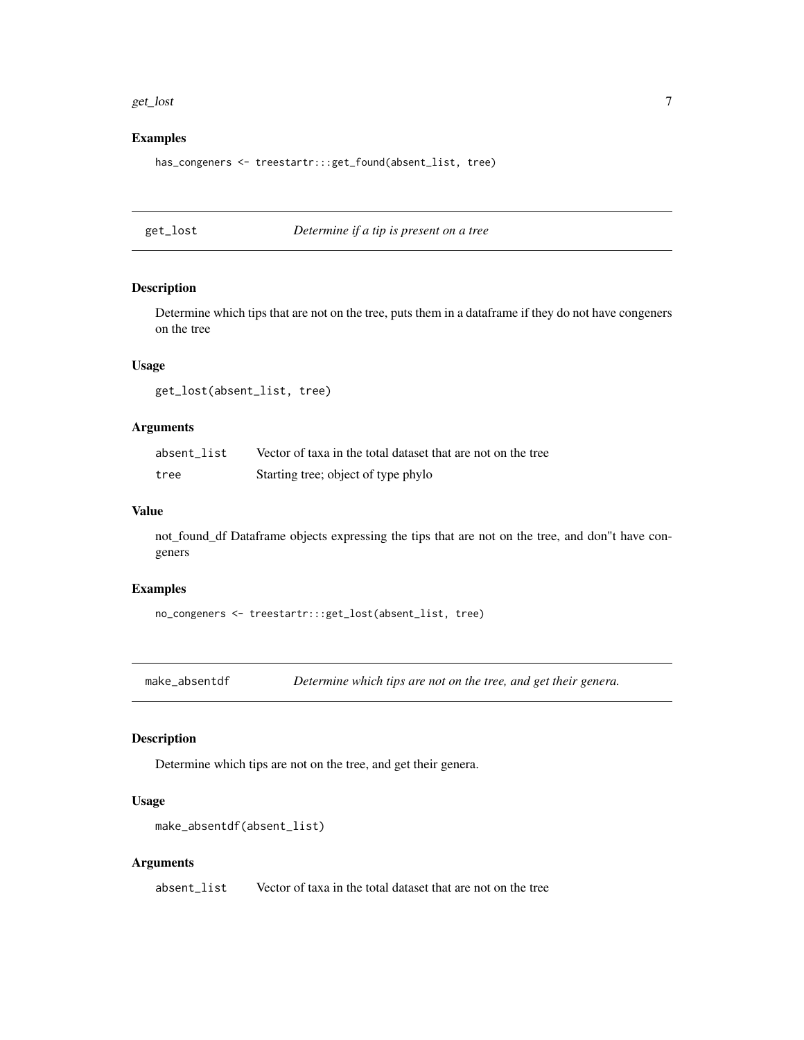## Examples

```
has_congeners <- treestartr:::get_found(absent_list, tree)
```

---

## get_lost — *Determine if a tip is present on a tree*

### Description

Determine which tips that are not on the tree, puts them in a dataframe if they do not have congeners on the tree

### Usage

```
get_lost(absent_list, tree)
```

### Arguments

| | |
|---|---|
| absent_list | Vector of taxa in the total dataset that are not on the tree |
| tree | Starting tree; object of type phylo |

### Value

not_found_df Dataframe objects expressing the tips that are not on the tree, and don''t have congeners

### Examples

```
no_congeners <- treestartr:::get_lost(absent_list, tree)
```

---

## make_absentdf — *Determine which tips are not on the tree, and get their genera.*

### Description

Determine which tips are not on the tree, and get their genera.

### Usage

```
make_absentdf(absent_list)
```

### Arguments

| | |
|---|---|
| absent_list | Vector of taxa in the total dataset that are not on the tree |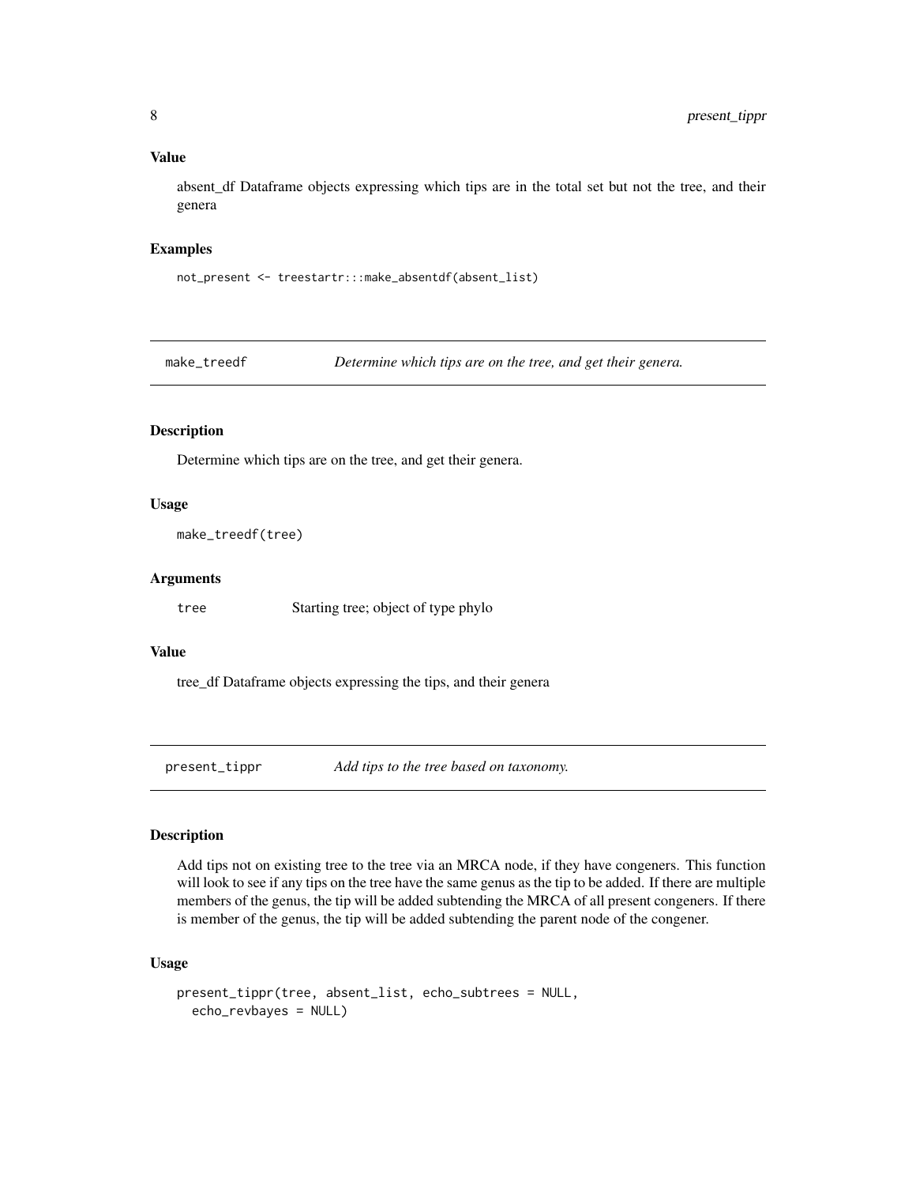### Value

absent_df Dataframe objects expressing which tips are in the total set but not the tree, and their genera

### Examples

```
not_present <- treestartr:::make_absentdf(absent_list)
```

---

## make_treedf — *Determine which tips are on the tree, and get their genera.*

### Description

Determine which tips are on the tree, and get their genera.

### Usage

```
make_treedf(tree)
```

### Arguments

| | |
|---|---|
| tree | Starting tree; object of type phylo |

### Value

tree_df Dataframe objects expressing the tips, and their genera

---

## present_tippr — *Add tips to the tree based on taxonomy.*

### Description

Add tips not on existing tree to the tree via an MRCA node, if they have congeners. This function will look to see if any tips on the tree have the same genus as the tip to be added. If there are multiple members of the genus, the tip will be added subtending the MRCA of all present congeners. If there is member of the genus, the tip will be added subtending the parent node of the congener.

### Usage

```
present_tippr(tree, absent_list, echo_subtrees = NULL,
  echo_revbayes = NULL)
```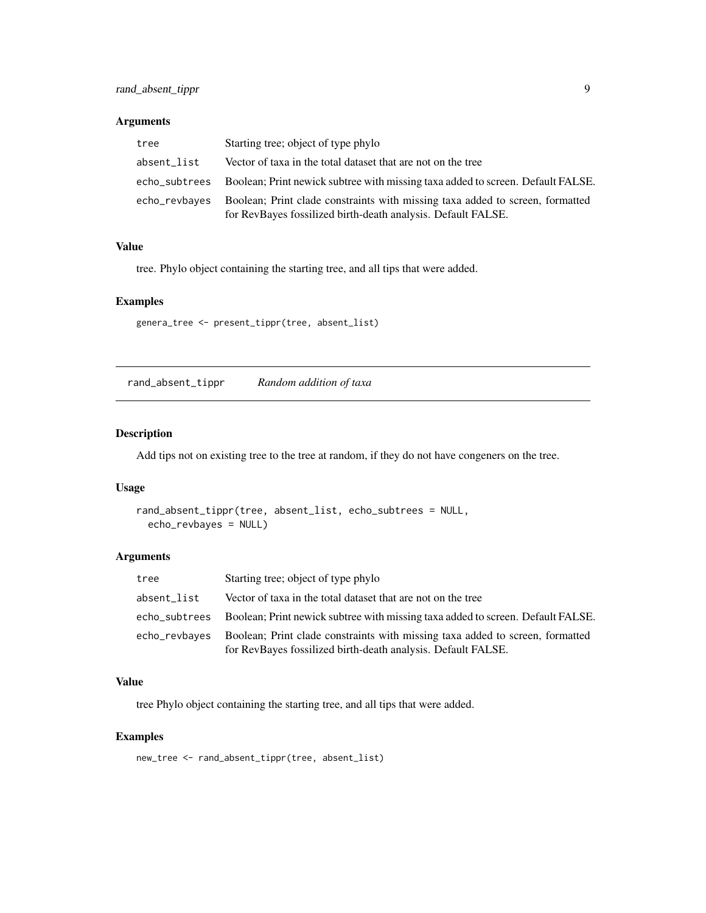### Arguments

| | |
|---|---|
| `tree` | Starting tree; object of type phylo |
| `absent_list` | Vector of taxa in the total dataset that are not on the tree |
| `echo_subtrees` | Boolean; Print newick subtree with missing taxa added to screen. Default FALSE. |
| `echo_revbayes` | Boolean; Print clade constraints with missing taxa added to screen, formatted for RevBayes fossilized birth-death analysis. Default FALSE. |

### Value

tree. Phylo object containing the starting tree, and all tips that were added.

### Examples

```
genera_tree <- present_tippr(tree, absent_list)
```

---

## `rand_absent_tippr` *Random addition of taxa*

### Description

Add tips not on existing tree to the tree at random, if they do not have congeners on the tree.

### Usage

```
rand_absent_tippr(tree, absent_list, echo_subtrees = NULL,
  echo_revbayes = NULL)
```

### Arguments

| | |
|---|---|
| `tree` | Starting tree; object of type phylo |
| `absent_list` | Vector of taxa in the total dataset that are not on the tree |
| `echo_subtrees` | Boolean; Print newick subtree with missing taxa added to screen. Default FALSE. |
| `echo_revbayes` | Boolean; Print clade constraints with missing taxa added to screen, formatted for RevBayes fossilized birth-death analysis. Default FALSE. |

### Value

tree Phylo object containing the starting tree, and all tips that were added.

### Examples

```
new_tree <- rand_absent_tippr(tree, absent_list)
```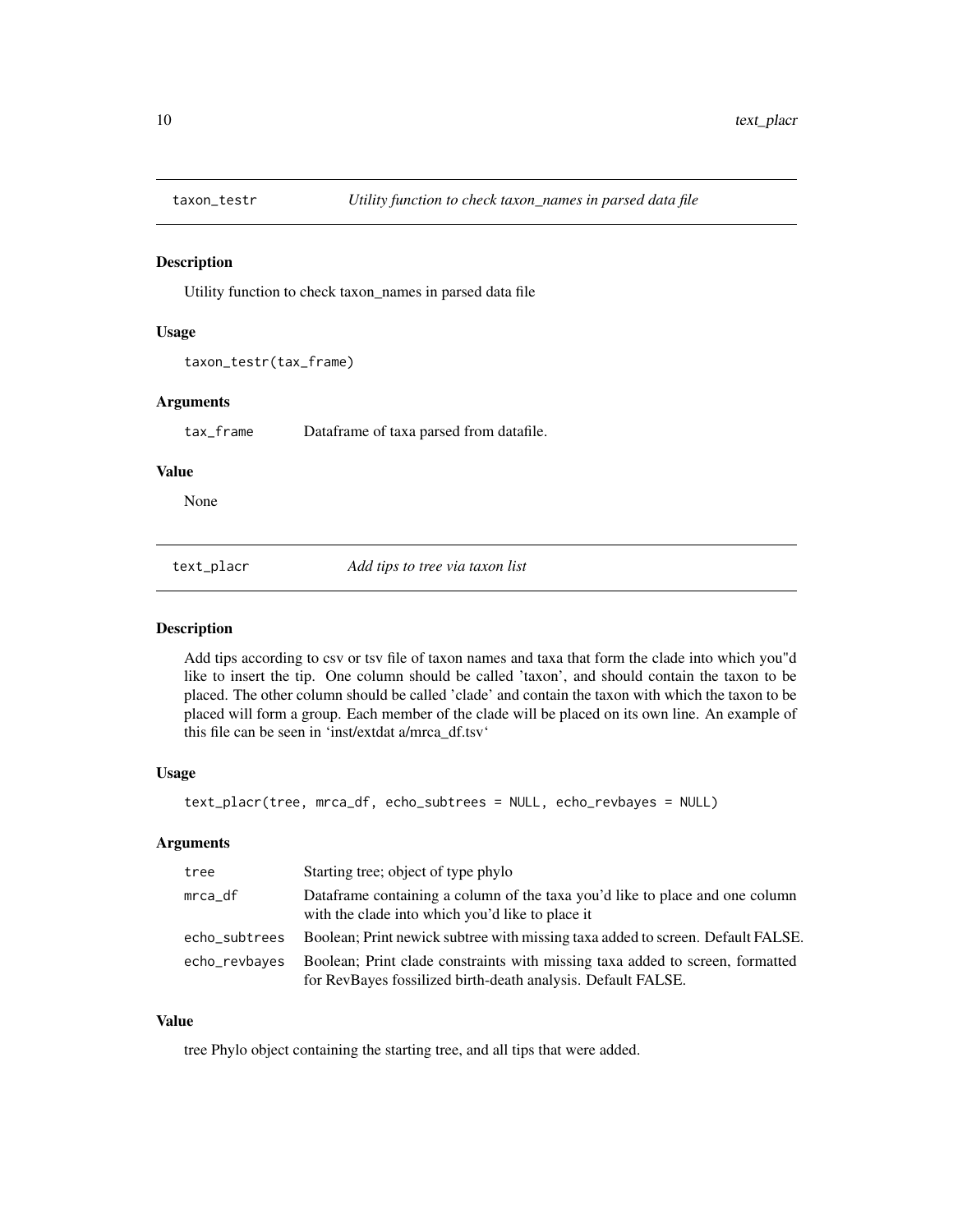## taxon_testr — *Utility function to check taxon_names in parsed data file*

### Description

Utility function to check taxon_names in parsed data file

### Usage

```
taxon_testr(tax_frame)
```

### Arguments

| | |
|---|---|
| tax_frame | Dataframe of taxa parsed from datafile. |

### Value

None

## text_placr — *Add tips to tree via taxon list*

### Description

Add tips according to csv or tsv file of taxon names and taxa that form the clade into which you"d like to insert the tip. One column should be called 'taxon', and should contain the taxon to be placed. The other column should be called 'clade' and contain the taxon with which the taxon to be placed will form a group. Each member of the clade will be placed on its own line. An example of this file can be seen in 'inst/extdat a/mrca_df.tsv'

### Usage

```
text_placr(tree, mrca_df, echo_subtrees = NULL, echo_revbayes = NULL)
```

### Arguments

| | |
|---|---|
| tree | Starting tree; object of type phylo |
| mrca_df | Dataframe containing a column of the taxa you'd like to place and one column with the clade into which you'd like to place it |
| echo_subtrees | Boolean; Print newick subtree with missing taxa added to screen. Default FALSE. |
| echo_revbayes | Boolean; Print clade constraints with missing taxa added to screen, formatted for RevBayes fossilized birth-death analysis. Default FALSE. |

### Value

tree Phylo object containing the starting tree, and all tips that were added.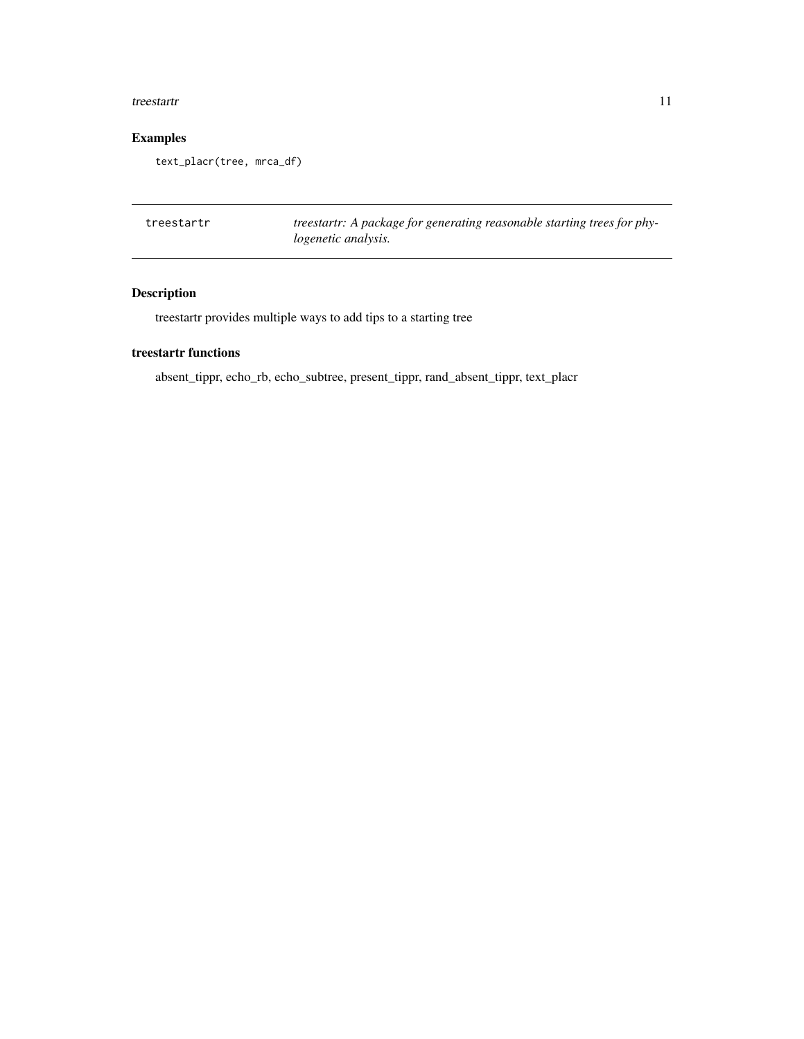## Examples

```
text_placr(tree, mrca_df)
```

---

| treestartr | *treestartr: A package for generating reasonable starting trees for phylogenetic analysis.* |
|---|---|

---

## Description

treestartr provides multiple ways to add tips to a starting tree

## treestartr functions

absent_tippr, echo_rb, echo_subtree, present_tippr, rand_absent_tippr, text_placr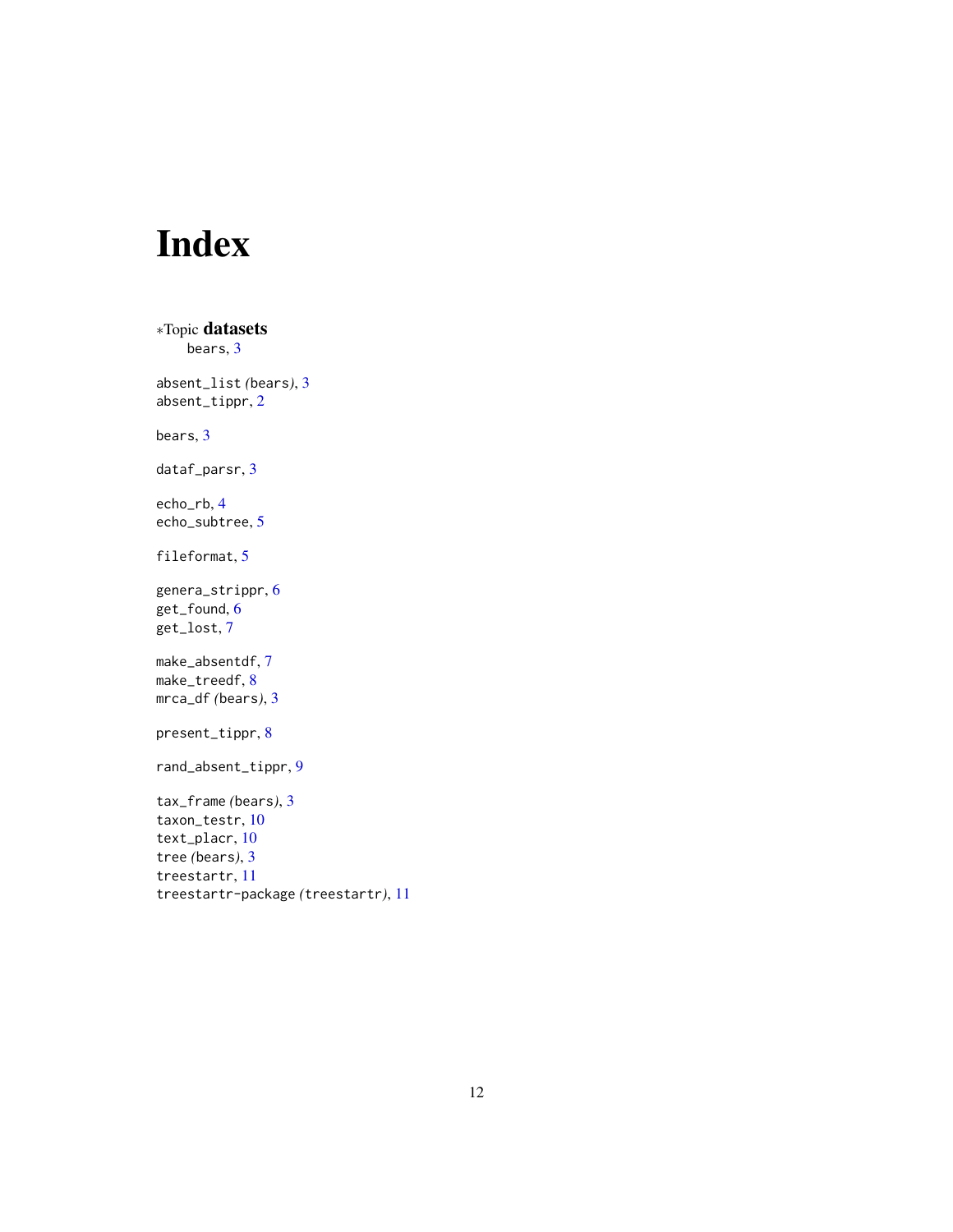# Index

*Topic **datasets**

bears, 3

absent_list *(bears)*, 3
absent_tippr, 2

bears, 3

dataf_parsr, 3

echo_rb, 4
echo_subtree, 5

fileformat, 5

genera_strippr, 6
get_found, 6
get_lost, 7

make_absentdf, 7
make_treedf, 8
mrca_df *(bears)*, 3

present_tippr, 8

rand_absent_tippr, 9

tax_frame *(bears)*, 3
taxon_testr, 10
text_placr, 10
tree *(bears)*, 3
treestartr, 11
treestartr-package *(treestartr)*, 11